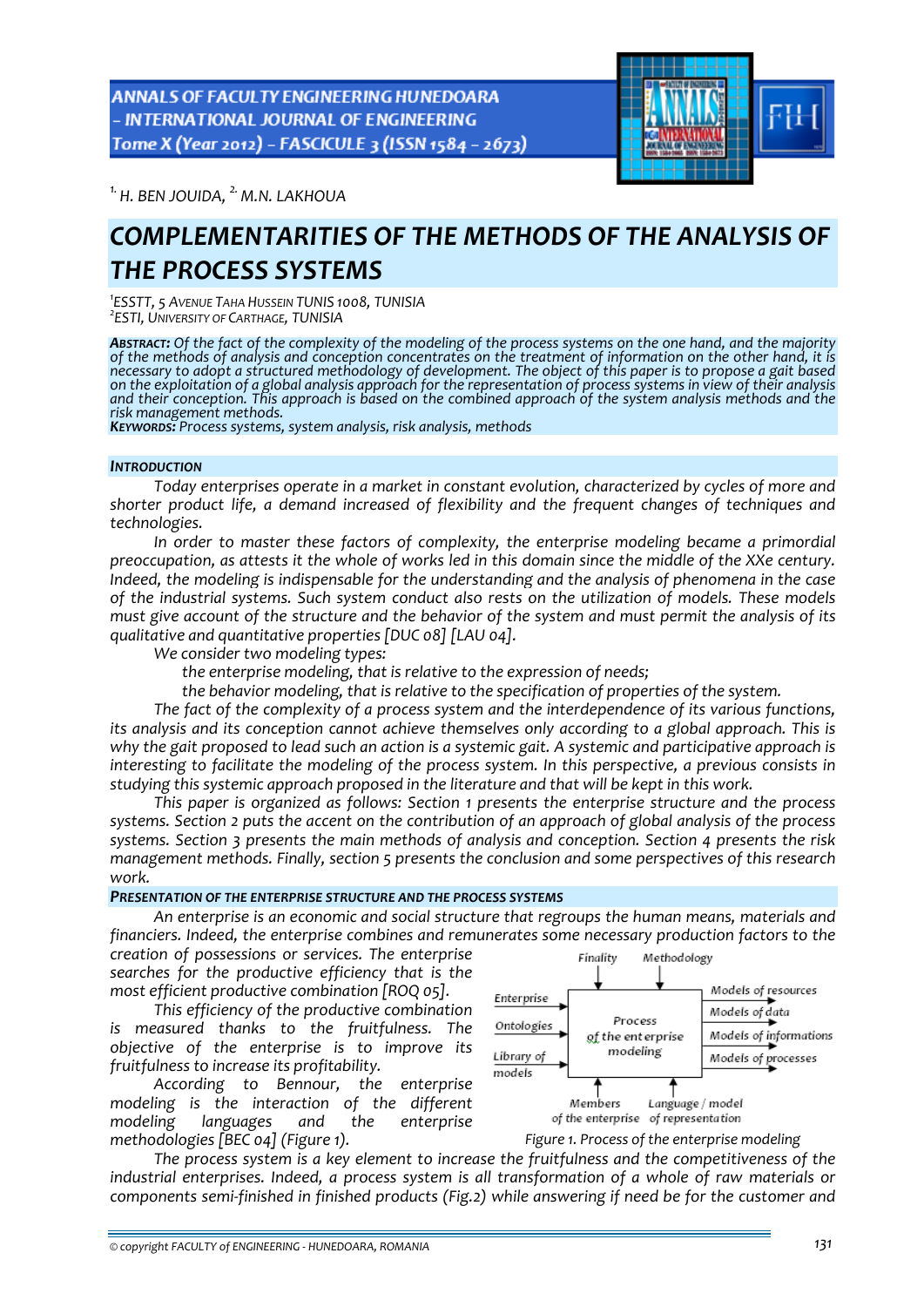[1.] H. BEN JOUIDA, [2.] M.N. LAKHOUA

# COMPLEMENTARITIES OF THE METHODS OF THE ANALYSIS OF THE PROCESS SYSTEMS

[1]ESSTT, 5 AVENUE TAHA HUSSEIN TUNIS 1008, TUNISIA
[2]ESTI, UNIVERSITY OF CARTHAGE, TUNISIA

**ABSTRACT:** *Of the fact of the complexity of the modeling of the process systems on the one hand, and the majority of the methods of analysis and conception concentrates on the treatment of information on the other hand, it is necessary to adopt a structured methodology of development. The object of this paper is to propose a gait based on the exploitation of a global analysis approach for the representation of process systems in view of their analysis and their conception. This approach is based on the combined approach of the system analysis methods and the risk management methods.*
**KEYWORDS:** *Process systems, system analysis, risk analysis, methods*

## INTRODUCTION

*Today enterprises operate in a market in constant evolution, characterized by cycles of more and shorter product life, a demand increased of flexibility and the frequent changes of techniques and technologies.*

*In order to master these factors of complexity, the enterprise modeling became a primordial preoccupation, as attests it the whole of works led in this domain since the middle of the XXe century. Indeed, the modeling is indispensable for the understanding and the analysis of phenomena in the case of the industrial systems. Such system conduct also rests on the utilization of models. These models must give account of the structure and the behavior of the system and must permit the analysis of its qualitative and quantitative properties [DUC 08] [LAU 04].*

*We consider two modeling types:*

- *the enterprise modeling, that is relative to the expression of needs;*
- *the behavior modeling, that is relative to the specification of properties of the system.*

*The fact of the complexity of a process system and the interdependence of its various functions, its analysis and its conception cannot achieve themselves only according to a global approach. This is why the gait proposed to lead such an action is a systemic gait. A systemic and participative approach is interesting to facilitate the modeling of the process system. In this perspective, a previous consists in studying this systemic approach proposed in the literature and that will be kept in this work.*

*This paper is organized as follows: Section 1 presents the enterprise structure and the process systems. Section 2 puts the accent on the contribution of an approach of global analysis of the process systems. Section 3 presents the main methods of analysis and conception. Section 4 presents the risk management methods. Finally, section 5 presents the conclusion and some perspectives of this research work.*

## PRESENTATION OF THE ENTERPRISE STRUCTURE AND THE PROCESS SYSTEMS

*An enterprise is an economic and social structure that regroups the human means, materials and financiers. Indeed, the enterprise combines and remunerates some necessary production factors to the creation of possessions or services. The enterprise searches for the productive efficiency that is the most efficient productive combination [ROQ 05].*

*This efficiency of the productive combination is measured thanks to the fruitfulness. The objective of the enterprise is to improve its fruitfulness to increase its profitability.*

*According to Bennour, the enterprise modeling is the interaction of the different modeling languages and the enterprise methodologies [BEC 04] (Figure 1).*

Finality — Methodology

Enterprise — Ontologies — Library of models → Process of the enterprise modeling → Models of resources — Models of data — Models of informations — Models of processes

Members of the enterprise — Language / model of representation

*Figure 1. Process of the enterprise modeling*

*The process system is a key element to increase the fruitfulness and the competitiveness of the industrial enterprises. Indeed, a process system is all transformation of a whole of raw materials or components semi-finished in finished products (Fig.2) while answering if need be for the customer and*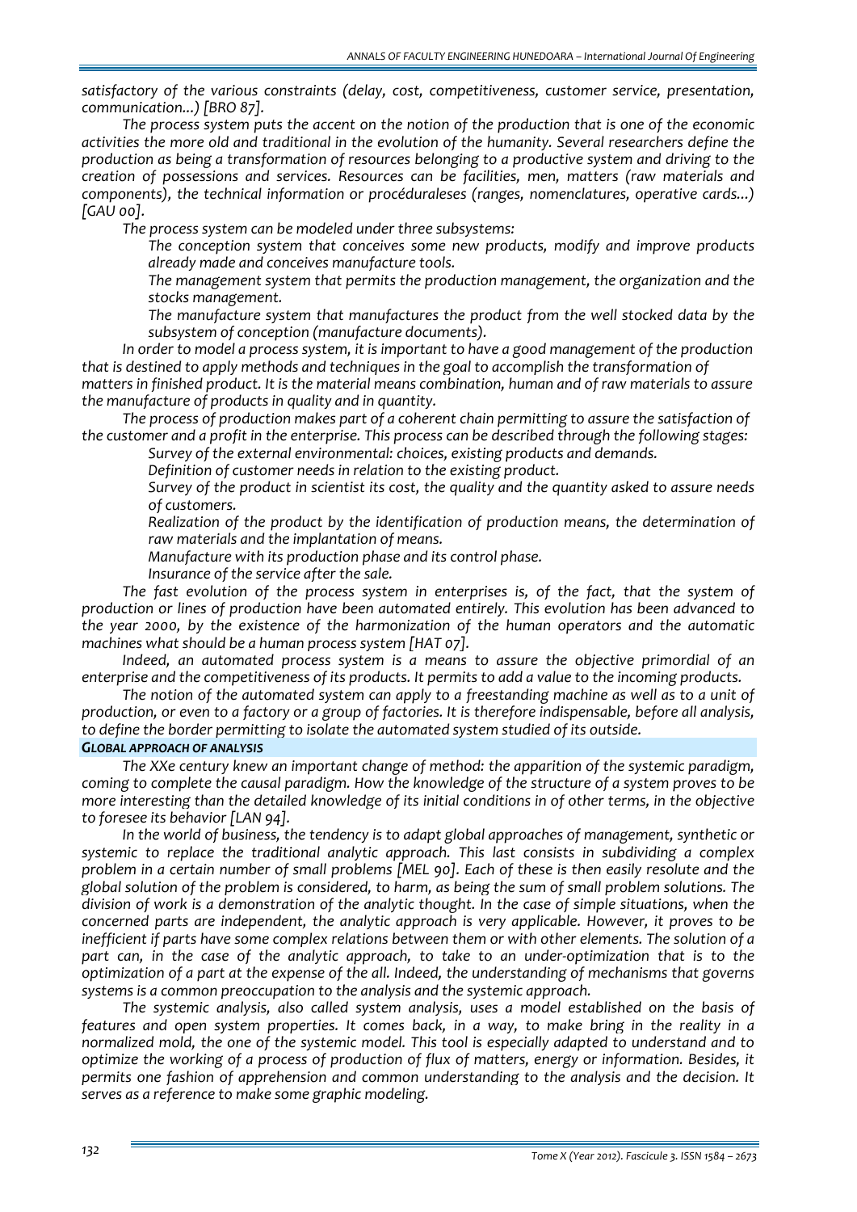*satisfactory of the various constraints (delay, cost, competitiveness, customer service, presentation, communication...) [BRO 87].*

*The process system puts the accent on the notion of the production that is one of the economic activities the more old and traditional in the evolution of the humanity. Several researchers define the production as being a transformation of resources belonging to a productive system and driving to the creation of possessions and services. Resources can be facilities, men, matters (raw materials and components), the technical information or procéduraleses (ranges, nomenclatures, operative cards...) [GAU 00].*

*The process system can be modeled under three subsystems:*

- *The conception system that conceives some new products, modify and improve products already made and conceives manufacture tools.*
- *The management system that permits the production management, the organization and the stocks management.*
- *The manufacture system that manufactures the product from the well stocked data by the subsystem of conception (manufacture documents).*

*In order to model a process system, it is important to have a good management of the production that is destined to apply methods and techniques in the goal to accomplish the transformation of matters in finished product. It is the material means combination, human and of raw materials to assure the manufacture of products in quality and in quantity.*

*The process of production makes part of a coherent chain permitting to assure the satisfaction of the customer and a profit in the enterprise. This process can be described through the following stages:*

- *Survey of the external environmental: choices, existing products and demands.*
- *Definition of customer needs in relation to the existing product.*
- *Survey of the product in scientist its cost, the quality and the quantity asked to assure needs of customers.*
- *Realization of the product by the identification of production means, the determination of raw materials and the implantation of means.*
- *Manufacture with its production phase and its control phase.*
- *Insurance of the service after the sale.*

*The fast evolution of the process system in enterprises is, of the fact, that the system of production or lines of production have been automated entirely. This evolution has been advanced to the year 2000, by the existence of the harmonization of the human operators and the automatic machines what should be a human process system [HAT 07].*

*Indeed, an automated process system is a means to assure the objective primordial of an enterprise and the competitiveness of its products. It permits to add a value to the incoming products.*

*The notion of the automated system can apply to a freestanding machine as well as to a unit of production, or even to a factory or a group of factories. It is therefore indispensable, before all analysis, to define the border permitting to isolate the automated system studied of its outside.*

## *GLOBAL APPROACH OF ANALYSIS*

*The XXe century knew an important change of method: the apparition of the systemic paradigm, coming to complete the causal paradigm. How the knowledge of the structure of a system proves to be more interesting than the detailed knowledge of its initial conditions in of other terms, in the objective to foresee its behavior [LAN 94].*

*In the world of business, the tendency is to adapt global approaches of management, synthetic or systemic to replace the traditional analytic approach. This last consists in subdividing a complex problem in a certain number of small problems [MEL 90]. Each of these is then easily resolute and the global solution of the problem is considered, to harm, as being the sum of small problem solutions. The division of work is a demonstration of the analytic thought. In the case of simple situations, when the concerned parts are independent, the analytic approach is very applicable. However, it proves to be inefficient if parts have some complex relations between them or with other elements. The solution of a part can, in the case of the analytic approach, to take to an under-optimization that is to the optimization of a part at the expense of the all. Indeed, the understanding of mechanisms that governs systems is a common preoccupation to the analysis and the systemic approach.*

*The systemic analysis, also called system analysis, uses a model established on the basis of features and open system properties. It comes back, in a way, to make bring in the reality in a normalized mold, the one of the systemic model. This tool is especially adapted to understand and to optimize the working of a process of production of flux of matters, energy or information. Besides, it permits one fashion of apprehension and common understanding to the analysis and the decision. It serves as a reference to make some graphic modeling.*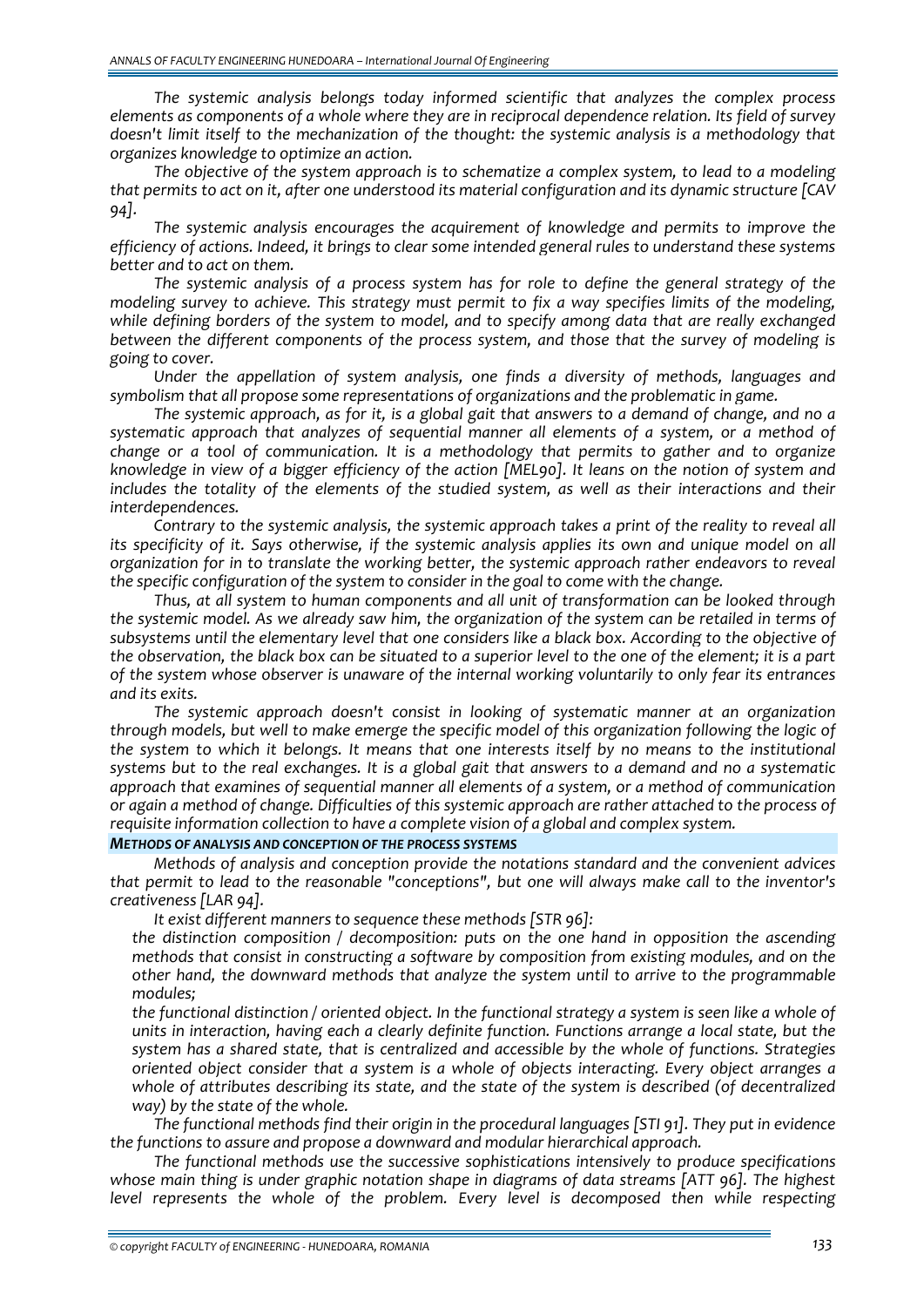*The systemic analysis belongs today informed scientific that analyzes the complex process elements as components of a whole where they are in reciprocal dependence relation. Its field of survey doesn't limit itself to the mechanization of the thought: the systemic analysis is a methodology that organizes knowledge to optimize an action.*

*The objective of the system approach is to schematize a complex system, to lead to a modeling that permits to act on it, after one understood its material configuration and its dynamic structure [CAV 94].*

*The systemic analysis encourages the acquirement of knowledge and permits to improve the efficiency of actions. Indeed, it brings to clear some intended general rules to understand these systems better and to act on them.*

*The systemic analysis of a process system has for role to define the general strategy of the modeling survey to achieve. This strategy must permit to fix a way specifies limits of the modeling, while defining borders of the system to model, and to specify among data that are really exchanged between the different components of the process system, and those that the survey of modeling is going to cover.*

*Under the appellation of system analysis, one finds a diversity of methods, languages and symbolism that all propose some representations of organizations and the problematic in game.*

*The systemic approach, as for it, is a global gait that answers to a demand of change, and no a systematic approach that analyzes of sequential manner all elements of a system, or a method of change or a tool of communication. It is a methodology that permits to gather and to organize knowledge in view of a bigger efficiency of the action [MEL90]. It leans on the notion of system and includes the totality of the elements of the studied system, as well as their interactions and their interdependences.*

*Contrary to the systemic analysis, the systemic approach takes a print of the reality to reveal all its specificity of it. Says otherwise, if the systemic analysis applies its own and unique model on all organization for in to translate the working better, the systemic approach rather endeavors to reveal the specific configuration of the system to consider in the goal to come with the change.*

*Thus, at all system to human components and all unit of transformation can be looked through the systemic model. As we already saw him, the organization of the system can be retailed in terms of subsystems until the elementary level that one considers like a black box. According to the objective of the observation, the black box can be situated to a superior level to the one of the element; it is a part of the system whose observer is unaware of the internal working voluntarily to only fear its entrances and its exits.*

*The systemic approach doesn't consist in looking of systematic manner at an organization through models, but well to make emerge the specific model of this organization following the logic of the system to which it belongs. It means that one interests itself by no means to the institutional systems but to the real exchanges. It is a global gait that answers to a demand and no a systematic approach that examines of sequential manner all elements of a system, or a method of communication or again a method of change. Difficulties of this systemic approach are rather attached to the process of requisite information collection to have a complete vision of a global and complex system.*

### *METHODS OF ANALYSIS AND CONCEPTION OF THE PROCESS SYSTEMS*

*Methods of analysis and conception provide the notations standard and the convenient advices that permit to lead to the reasonable "conceptions", but one will always make call to the inventor's creativeness [LAR 94].*

*It exist different manners to sequence these methods [STR 96]:*

- *the distinction composition / decomposition: puts on the one hand in opposition the ascending methods that consist in constructing a software by composition from existing modules, and on the other hand, the downward methods that analyze the system until to arrive to the programmable modules;*
- *the functional distinction / oriented object. In the functional strategy a system is seen like a whole of units in interaction, having each a clearly definite function. Functions arrange a local state, but the system has a shared state, that is centralized and accessible by the whole of functions. Strategies oriented object consider that a system is a whole of objects interacting. Every object arranges a whole of attributes describing its state, and the state of the system is described (of decentralized way) by the state of the whole.*

*The functional methods find their origin in the procedural languages [STI 91]. They put in evidence the functions to assure and propose a downward and modular hierarchical approach.*

*The functional methods use the successive sophistications intensively to produce specifications whose main thing is under graphic notation shape in diagrams of data streams [ATT 96]. The highest level represents the whole of the problem. Every level is decomposed then while respecting*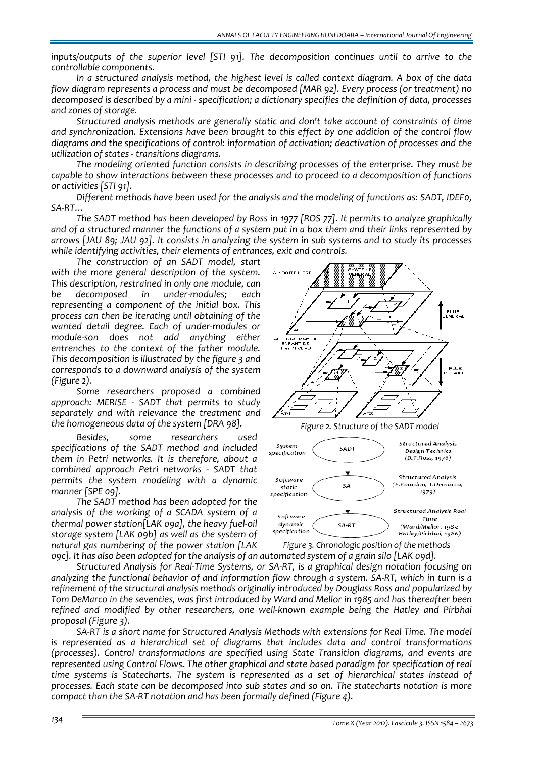*inputs/outputs of the superior level [STI 91]. The decomposition continues until to arrive to the controllable components.*

*In a structured analysis method, the highest level is called context diagram. A box of the data flow diagram represents a process and must be decomposed [MAR 92]. Every process (or treatment) no decomposed is described by a mini - specification; a dictionary specifies the definition of data, processes and zones of storage.*

*Structured analysis methods are generally static and don't take account of constraints of time and synchronization. Extensions have been brought to this effect by one addition of the control flow diagrams and the specifications of control: information of activation; deactivation of processes and the utilization of states - transitions diagrams.*

*The modeling oriented function consists in describing processes of the enterprise. They must be capable to show interactions between these processes and to proceed to a decomposition of functions or activities [STI 91].*

*Different methods have been used for the analysis and the modeling of functions as: SADT, IDEF0, SA-RT…*

*The SADT method has been developed by Ross in 1977 [ROS 77]. It permits to analyze graphically and of a structured manner the functions of a system put in a box them and their links represented by arrows [JAU 89; JAU 92]. It consists in analyzing the system in sub systems and to study its processes while identifying activities, their elements of entrances, exit and controls.*

*The construction of an SADT model, start with the more general description of the system. This description, restrained in only one module, can be decomposed in under-modules; each representing a component of the initial box. This process can then be iterating until obtaining of the wanted detail degree. Each of under-modules or module-son does not add anything either entrenches to the context of the father module. This decomposition is illustrated by the figure 3 and corresponds to a downward analysis of the system (Figure 2).*

*Figure 2. Structure of the SADT model*

*Some researchers proposed a combined approach: MERISE - SADT that permits to study separately and with relevance the treatment and the homogeneous data of the system [DRA 98].*

*Besides, some researchers used specifications of the SADT method and included them in Petri networks. It is therefore, about a combined approach Petri networks - SADT that permits the system modeling with a dynamic manner [SPE 09].*

*Figure 3. Chronologic position of the methods*

*The SADT method has been adopted for the analysis of the working of a SCADA system of a thermal power station[LAK 09a], the heavy fuel-oil storage system [LAK 09b] as well as the system of natural gas numbering of the power station [LAK 09c]. It has also been adopted for the analysis of an automated system of a grain silo [LAK 09d].*

*Structured Analysis for Real-Time Systems, or SA-RT, is a graphical design notation focusing on analyzing the functional behavior of and information flow through a system. SA-RT, which in turn is a refinement of the structural analysis methods originally introduced by Douglass Ross and popularized by Tom DeMarco in the seventies, was first introduced by Ward and Mellor in 1985 and has thereafter been refined and modified by other researchers, one well-known example being the Hatley and Pirbhai proposal (Figure 3).*

*SA-RT is a short name for Structured Analysis Methods with extensions for Real Time. The model is represented as a hierarchical set of diagrams that includes data and control transformations (processes). Control transformations are specified using State Transition diagrams, and events are represented using Control Flows. The other graphical and state based paradigm for specification of real time systems is Statecharts. The system is represented as a set of hierarchical states instead of processes. Each state can be decomposed into sub states and so on. The statecharts notation is more compact than the SA-RT notation and has been formally defined (Figure 4).*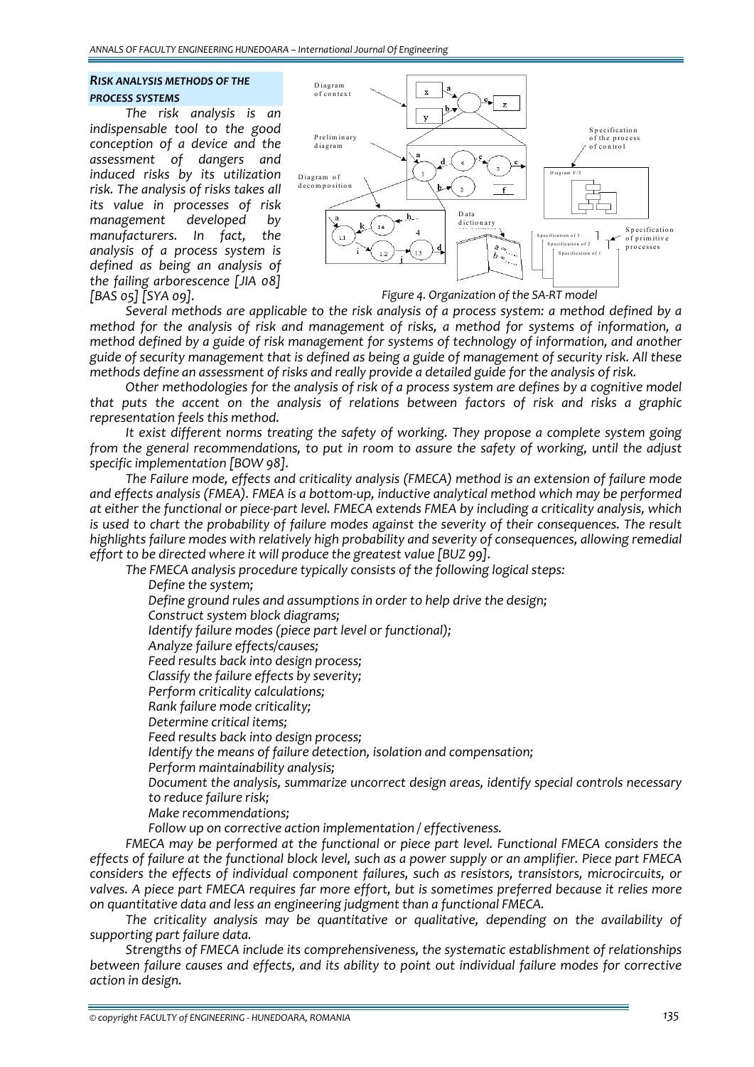### *RISK ANALYSIS METHODS OF THE PROCESS SYSTEMS*

*The risk analysis is an indispensable tool to the good conception of a device and the assessment of dangers and induced risks by its utilization risk. The analysis of risks takes all its value in processes of risk management developed by manufacturers. In fact, the analysis of a process system is defined as being an analysis of the failing arborescence [JIA 08] [BAS 05] [SYA 09].*

*Figure 4. Organization of the SA-RT model*

*Several methods are applicable to the risk analysis of a process system: a method defined by a method for the analysis of risk and management of risks, a method for systems of information, a method defined by a guide of risk management for systems of technology of information, and another guide of security management that is defined as being a guide of management of security risk. All these methods define an assessment of risks and really provide a detailed guide for the analysis of risk.*

*Other methodologies for the analysis of risk of a process system are defines by a cognitive model that puts the accent on the analysis of relations between factors of risk and risks a graphic representation feels this method.*

*It exist different norms treating the safety of working. They propose a complete system going from the general recommendations, to put in room to assure the safety of working, until the adjust specific implementation [BOW 98].*

*The Failure mode, effects and criticality analysis (FMECA) method is an extension of failure mode and effects analysis (FMEA). FMEA is a bottom-up, inductive analytical method which may be performed at either the functional or piece-part level. FMECA extends FMEA by including a criticality analysis, which is used to chart the probability of failure modes against the severity of their consequences. The result highlights failure modes with relatively high probability and severity of consequences, allowing remedial effort to be directed where it will produce the greatest value [BUZ 99].*

*The FMECA analysis procedure typically consists of the following logical steps:*

*Define the system;*
*Define ground rules and assumptions in order to help drive the design;*
*Construct system block diagrams;*
*Identify failure modes (piece part level or functional);*
*Analyze failure effects/causes;*
*Feed results back into design process;*
*Classify the failure effects by severity;*
*Perform criticality calculations;*
*Rank failure mode criticality;*
*Determine critical items;*
*Feed results back into design process;*
*Identify the means of failure detection, isolation and compensation;*
*Perform maintainability analysis;*
*Document the analysis, summarize uncorrect design areas, identify special controls necessary to reduce failure risk;*
*Make recommendations;*
*Follow up on corrective action implementation / effectiveness.*

*FMECA may be performed at the functional or piece part level. Functional FMECA considers the effects of failure at the functional block level, such as a power supply or an amplifier. Piece part FMECA considers the effects of individual component failures, such as resistors, transistors, microcircuits, or valves. A piece part FMECA requires far more effort, but is sometimes preferred because it relies more on quantitative data and less an engineering judgment than a functional FMECA.*

*The criticality analysis may be quantitative or qualitative, depending on the availability of supporting part failure data.*

*Strengths of FMECA include its comprehensiveness, the systematic establishment of relationships between failure causes and effects, and its ability to point out individual failure modes for corrective action in design.*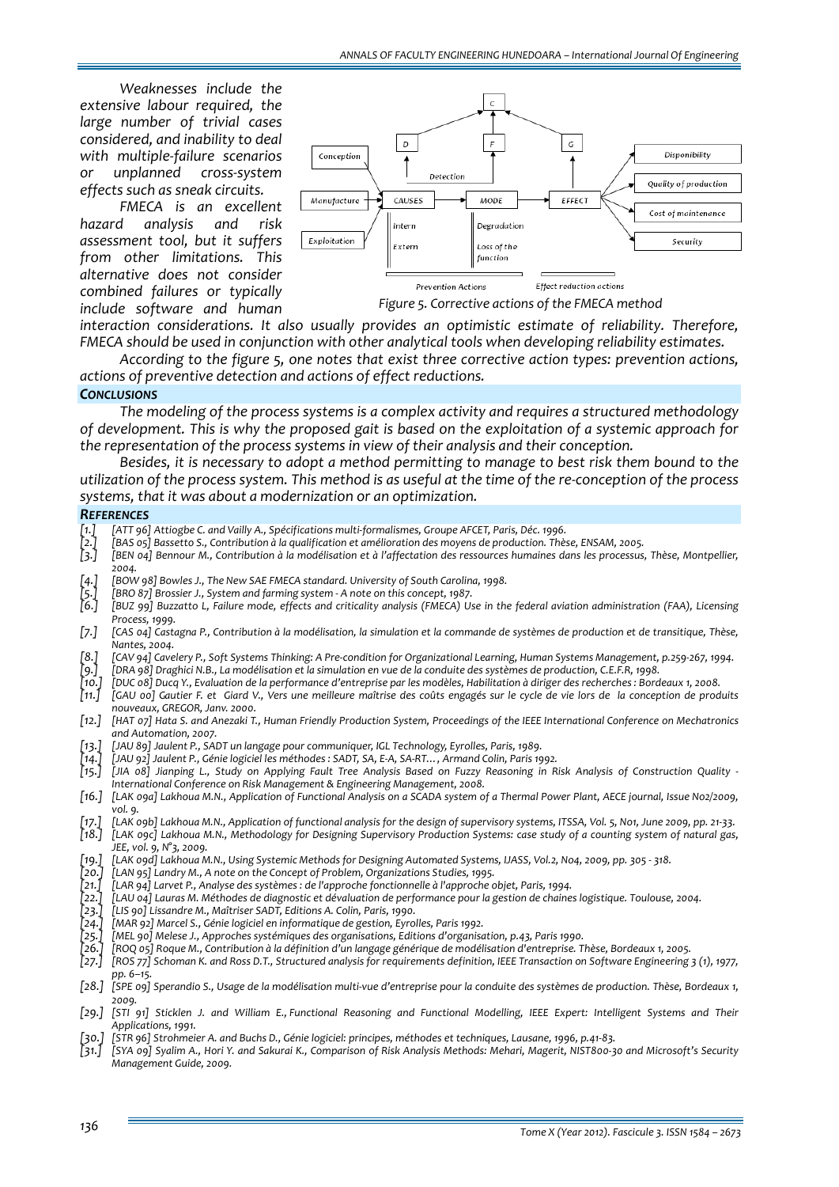*Weaknesses include the extensive labour required, the large number of trivial cases considered, and inability to deal with multiple-failure scenarios or unplanned cross-system effects such as sneak circuits.*

*FMECA is an excellent hazard analysis and risk assessment tool, but it suffers from other limitations. This alternative does not consider combined failures or typically include software and human interaction considerations. It also usually provides an optimistic estimate of reliability. Therefore, FMECA should be used in conjunction with other analytical tools when developing reliability estimates.*

C
D
F
G
Conception
Detection
Manufacture
CAUSES
MODE
EFFECT
Exploitation
Intern
Extern
Degradation
Loss of the function
Disponibility
Quality of production
Cost of maintenance
Security
Prevention Actions
Effect reduction actions

*Figure 5. Corrective actions of the FMECA method*

*According to the figure 5, one notes that exist three corrective action types: prevention actions, actions of preventive detection and actions of effect reductions.*

## *CONCLUSIONS*

*The modeling of the process systems is a complex activity and requires a structured methodology of development. This is why the proposed gait is based on the exploitation of a systemic approach for the representation of the process systems in view of their analysis and their conception.*

*Besides, it is necessary to adopt a method permitting to manage to best risk them bound to the utilization of the process system. This method is as useful at the time of the re-conception of the process systems, that it was about a modernization or an optimization.*

## *REFERENCES*

[1.] [ATT 96] Attiogbe C. and Vailly A., Spécifications multi-formalismes, Groupe AFCET, Paris, Déc. 1996.
[2.] [BAS 05] Bassetto S., Contribution à la qualification et amélioration des moyens de production. Thèse, ENSAM, 2005.
[3.] [BEN 04] Bennour M., Contribution à la modélisation et à l'affectation des ressources humaines dans les processus, Thèse, Montpellier, 2004.
[4.] [BOW 98] Bowles J., The New SAE FMECA standard. University of South Carolina, 1998.
[5.] [BRO 87] Brossier J., System and farming system - A note on this concept, 1987.
[6.] [BUZ 99] Buzzatto L, Failure mode, effects and criticality analysis (FMECA) Use in the federal aviation administration (FAA), Licensing Process, 1999.
[7.] [CAS 04] Castagna P., Contribution à la modélisation, la simulation et la commande de systèmes de production et de transitique, Thèse, Nantes, 2004.
[8.] [CAV 94] Cavelery P., Soft Systems Thinking: A Pre-condition for Organizational Learning, Human Systems Management, p.259-267, 1994.
[9.] [DRA 98] Draghici N.B., La modélisation et la simulation en vue de la conduite des systèmes de production, C.E.F.R, 1998.
[10.] [DUC 08] Ducq Y., Evaluation de la performance d'entreprise par les modèles, Habilitation à diriger des recherches : Bordeaux 1, 2008.
[11.] [GAU 00] Gautier F. et Giard V., Vers une meilleure maîtrise des coûts engagés sur le cycle de vie lors de la conception de produits nouveaux, GREGOR, Janv. 2000.
[12.] [HAT 07] Hata S. and Anezaki T., Human Friendly Production System, Proceedings of the IEEE International Conference on Mechatronics and Automation, 2007.
[13.] [JAU 89] Jaulent P., SADT un langage pour communiquer, IGL Technology, Eyrolles, Paris, 1989.
[14.] [JAU 92] Jaulent P., Génie logiciel les méthodes : SADT, SA, E-A, SA-RT… , Armand Colin, Paris 1992.
[15.] [JIA 08] Jianping L., Study on Applying Fault Tree Analysis Based on Fuzzy Reasoning in Risk Analysis of Construction Quality - International Conference on Risk Management & Engineering Management, 2008.
[16.] [LAK 09a] Lakhoua M.N., Application of Functional Analysis on a SCADA system of a Thermal Power Plant, AECE journal, Issue No2/2009, vol. 9.
[17.] [LAK 09b] Lakhoua M.N., Application of functional analysis for the design of supervisory systems, ITSSA, Vol. 5, No1, June 2009, pp. 21-33.
[18.] [LAK 09c] Lakhoua M.N., Methodology for Designing Supervisory Production Systems: case study of a counting system of natural gas, JEE, vol. 9, N°3, 2009.
[19.] [LAK 09d] Lakhoua M.N., Using Systemic Methods for Designing Automated Systems, IJASS, Vol.2, No4, 2009, pp. 305 - 318.
[20.] [LAN 95] Landry M., A note on the Concept of Problem, Organizations Studies, 1995.
[21.] [LAR 94] Larvet P., Analyse des systèmes : de l'approche fonctionnelle à l'approche objet, Paris, 1994.
[22.] [LAU 04] Lauras M. Méthodes de diagnostic et dévaluation de performance pour la gestion de chaines logistique. Toulouse, 2004.
[23.] [LIS 90] Lissandre M., Maîtriser SADT, Editions A. Colin, Paris, 1990.
[24.] [MAR 92] Marcel S., Génie logiciel en informatique de gestion, Eyrolles, Paris 1992.
[25.] [MEL 90] Melese J., Approches systémiques des organisations, Editions d'organisation, p.43, Paris 1990.
[26.] [ROQ 05] Roque M., Contribution à la définition d'un langage générique de modélisation d'entreprise. Thèse, Bordeaux 1, 2005.
[27.] [ROS 77] Schoman K. and Ross D.T., Structured analysis for requirements definition, IEEE Transaction on Software Engineering 3 (1), 1977, pp. 6–15.
[28.] [SPE 09] Sperandio S., Usage de la modélisation multi-vue d'entreprise pour la conduite des systèmes de production. Thèse, Bordeaux 1, 2009.
[29.] [STI 91] Sticklen J. and William E., Functional Reasoning and Functional Modelling, IEEE Expert: Intelligent Systems and Their Applications, 1991.
[30.] [STR 96] Strohmeier A. and Buchs D., Génie logiciel: principes, méthodes et techniques, Lausane, 1996, p.41-83.
[31.] [SYA 09] Syalim A., Hori Y. and Sakurai K., Comparison of Risk Analysis Methods: Mehari, Magerit, NIST800-30 and Microsoft's Security Management Guide, 2009.